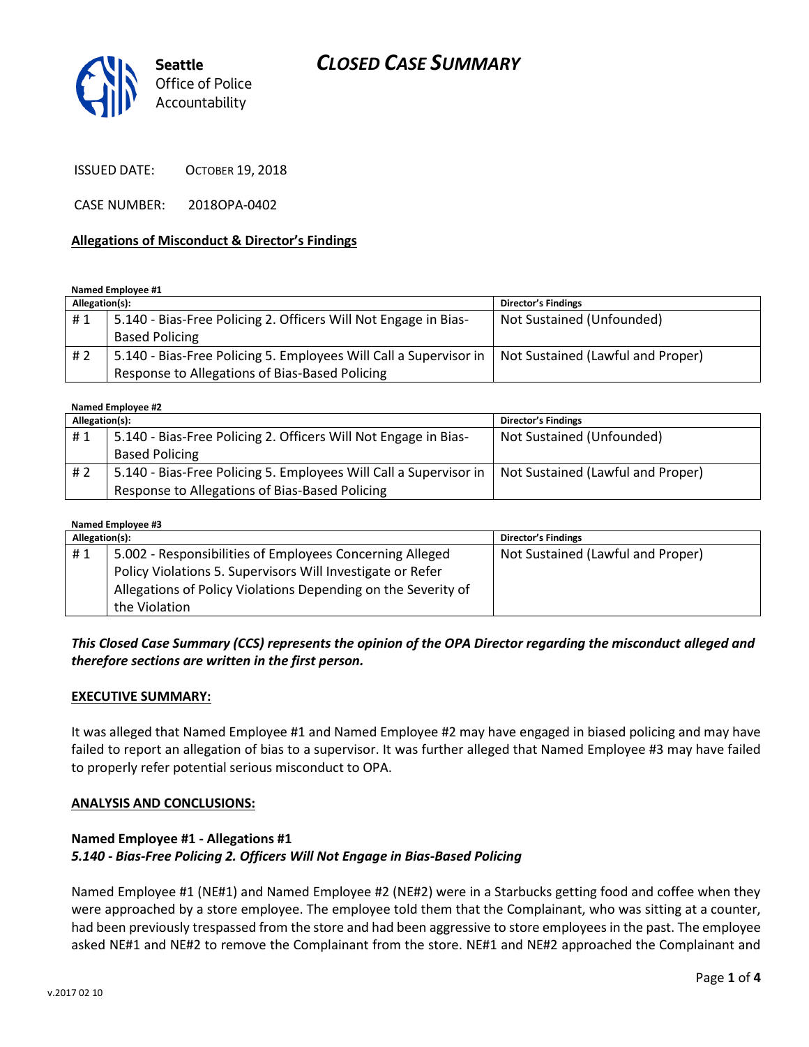# CLOSED CASE SUMMARY

Seattle Office of Police Accountability

ISSUED DATE: OCTOBER 19, 2018

CASE NUMBER: 2018OPA-0402

**Allegations of Misconduct & Director's Findings**

**Named Employee #1**

| Allegation(s): | | Director's Findings |
|---|---|---|
| # 1 | 5.140 - Bias-Free Policing 2. Officers Will Not Engage in Bias-Based Policing | Not Sustained (Unfounded) |
| # 2 | 5.140 - Bias-Free Policing 5. Employees Will Call a Supervisor in Response to Allegations of Bias-Based Policing | Not Sustained (Lawful and Proper) |

**Named Employee #2**

| Allegation(s): | | Director's Findings |
|---|---|---|
| # 1 | 5.140 - Bias-Free Policing 2. Officers Will Not Engage in Bias-Based Policing | Not Sustained (Unfounded) |
| # 2 | 5.140 - Bias-Free Policing 5. Employees Will Call a Supervisor in Response to Allegations of Bias-Based Policing | Not Sustained (Lawful and Proper) |

**Named Employee #3**

| Allegation(s): | | Director's Findings |
|---|---|---|
| # 1 | 5.002 - Responsibilities of Employees Concerning Alleged Policy Violations 5. Supervisors Will Investigate or Refer Allegations of Policy Violations Depending on the Severity of the Violation | Not Sustained (Lawful and Proper) |

***This Closed Case Summary (CCS) represents the opinion of the OPA Director regarding the misconduct alleged and therefore sections are written in the first person.***

**EXECUTIVE SUMMARY:**

It was alleged that Named Employee #1 and Named Employee #2 may have engaged in biased policing and may have failed to report an allegation of bias to a supervisor. It was further alleged that Named Employee #3 may have failed to properly refer potential serious misconduct to OPA.

**ANALYSIS AND CONCLUSIONS:**

**Named Employee #1 - Allegations #1**
***5.140 - Bias-Free Policing 2. Officers Will Not Engage in Bias-Based Policing***

Named Employee #1 (NE#1) and Named Employee #2 (NE#2) were in a Starbucks getting food and coffee when they were approached by a store employee. The employee told them that the Complainant, who was sitting at a counter, had been previously trespassed from the store and had been aggressive to store employees in the past. The employee asked NE#1 and NE#2 to remove the Complainant from the store. NE#1 and NE#2 approached the Complainant and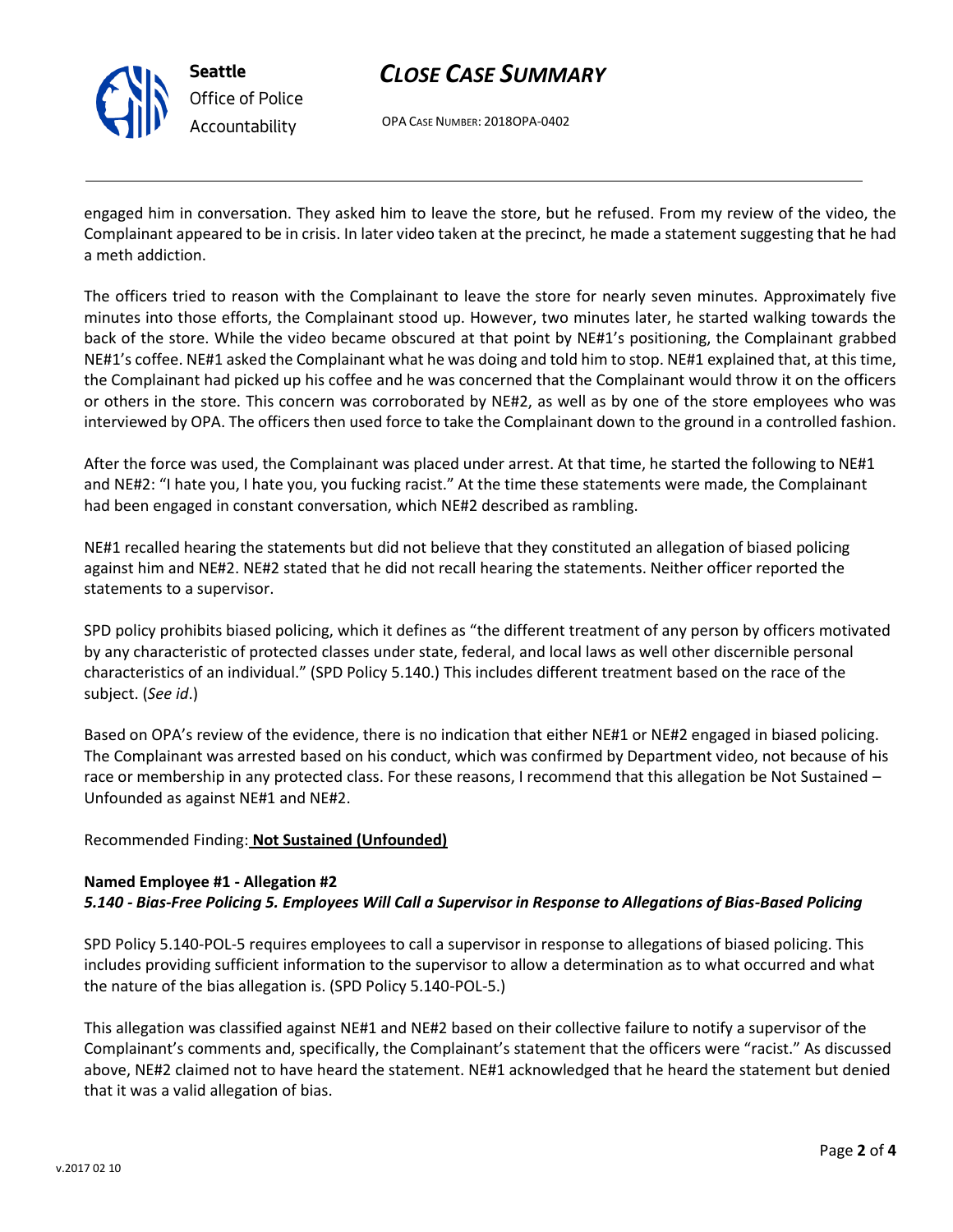engaged him in conversation. They asked him to leave the store, but he refused. From my review of the video, the Complainant appeared to be in crisis. In later video taken at the precinct, he made a statement suggesting that he had a meth addiction.

The officers tried to reason with the Complainant to leave the store for nearly seven minutes. Approximately five minutes into those efforts, the Complainant stood up. However, two minutes later, he started walking towards the back of the store. While the video became obscured at that point by NE#1's positioning, the Complainant grabbed NE#1's coffee. NE#1 asked the Complainant what he was doing and told him to stop. NE#1 explained that, at this time, the Complainant had picked up his coffee and he was concerned that the Complainant would throw it on the officers or others in the store. This concern was corroborated by NE#2, as well as by one of the store employees who was interviewed by OPA. The officers then used force to take the Complainant down to the ground in a controlled fashion.

After the force was used, the Complainant was placed under arrest. At that time, he started the following to NE#1 and NE#2: "I hate you, I hate you, you fucking racist." At the time these statements were made, the Complainant had been engaged in constant conversation, which NE#2 described as rambling.

NE#1 recalled hearing the statements but did not believe that they constituted an allegation of biased policing against him and NE#2. NE#2 stated that he did not recall hearing the statements. Neither officer reported the statements to a supervisor.

SPD policy prohibits biased policing, which it defines as "the different treatment of any person by officers motivated by any characteristic of protected classes under state, federal, and local laws as well other discernible personal characteristics of an individual." (SPD Policy 5.140.) This includes different treatment based on the race of the subject. (*See id*.)

Based on OPA's review of the evidence, there is no indication that either NE#1 or NE#2 engaged in biased policing. The Complainant was arrested based on his conduct, which was confirmed by Department video, not because of his race or membership in any protected class. For these reasons, I recommend that this allegation be Not Sustained – Unfounded as against NE#1 and NE#2.

Recommended Finding: **Not Sustained (Unfounded)**

**Named Employee #1 - Allegation #2**
***5.140 - Bias-Free Policing 5. Employees Will Call a Supervisor in Response to Allegations of Bias-Based Policing***

SPD Policy 5.140-POL-5 requires employees to call a supervisor in response to allegations of biased policing. This includes providing sufficient information to the supervisor to allow a determination as to what occurred and what the nature of the bias allegation is. (SPD Policy 5.140-POL-5.)

This allegation was classified against NE#1 and NE#2 based on their collective failure to notify a supervisor of the Complainant's comments and, specifically, the Complainant's statement that the officers were "racist." As discussed above, NE#2 claimed not to have heard the statement. NE#1 acknowledged that he heard the statement but denied that it was a valid allegation of bias.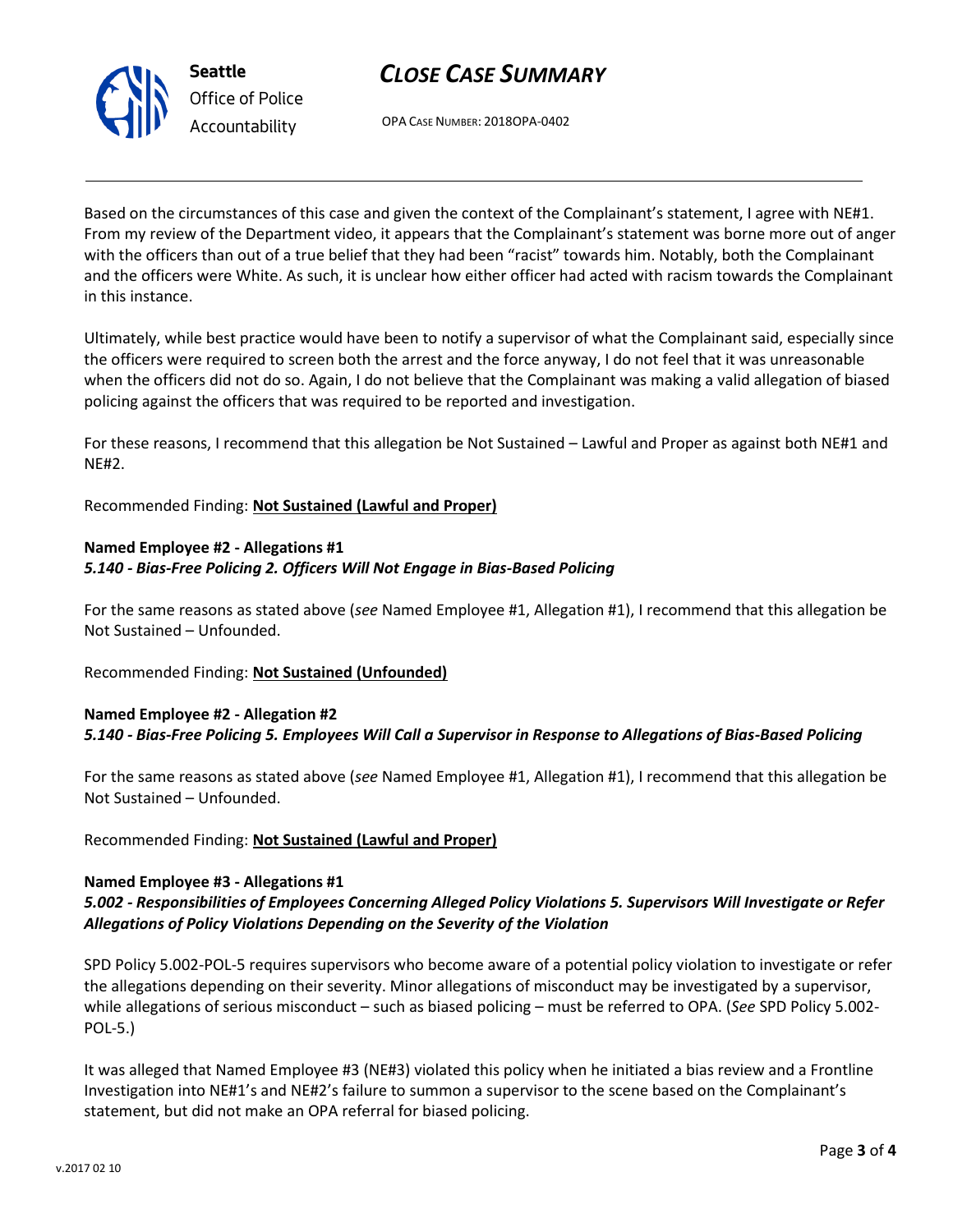Based on the circumstances of this case and given the context of the Complainant's statement, I agree with NE#1. From my review of the Department video, it appears that the Complainant's statement was borne more out of anger with the officers than out of a true belief that they had been "racist" towards him. Notably, both the Complainant and the officers were White. As such, it is unclear how either officer had acted with racism towards the Complainant in this instance.

Ultimately, while best practice would have been to notify a supervisor of what the Complainant said, especially since the officers were required to screen both the arrest and the force anyway, I do not feel that it was unreasonable when the officers did not do so. Again, I do not believe that the Complainant was making a valid allegation of biased policing against the officers that was required to be reported and investigation.

For these reasons, I recommend that this allegation be Not Sustained – Lawful and Proper as against both NE#1 and NE#2.

Recommended Finding: **Not Sustained (Lawful and Proper)**

**Named Employee #2 - Allegations #1**
***5.140 - Bias-Free Policing 2. Officers Will Not Engage in Bias-Based Policing***

For the same reasons as stated above (*see* Named Employee #1, Allegation #1), I recommend that this allegation be Not Sustained – Unfounded.

Recommended Finding: **Not Sustained (Unfounded)**

**Named Employee #2 - Allegation #2**
***5.140 - Bias-Free Policing 5. Employees Will Call a Supervisor in Response to Allegations of Bias-Based Policing***

For the same reasons as stated above (*see* Named Employee #1, Allegation #1), I recommend that this allegation be Not Sustained – Unfounded.

Recommended Finding: **Not Sustained (Lawful and Proper)**

**Named Employee #3 - Allegations #1**
***5.002 - Responsibilities of Employees Concerning Alleged Policy Violations 5. Supervisors Will Investigate or Refer Allegations of Policy Violations Depending on the Severity of the Violation***

SPD Policy 5.002-POL-5 requires supervisors who become aware of a potential policy violation to investigate or refer the allegations depending on their severity. Minor allegations of misconduct may be investigated by a supervisor, while allegations of serious misconduct – such as biased policing – must be referred to OPA. (*See* SPD Policy 5.002-POL-5.)

It was alleged that Named Employee #3 (NE#3) violated this policy when he initiated a bias review and a Frontline Investigation into NE#1's and NE#2's failure to summon a supervisor to the scene based on the Complainant's statement, but did not make an OPA referral for biased policing.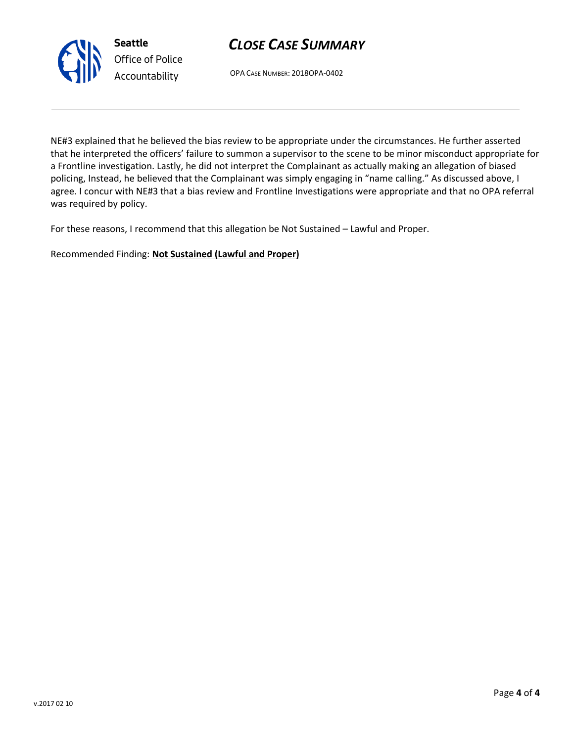NE#3 explained that he believed the bias review to be appropriate under the circumstances. He further asserted that he interpreted the officers' failure to summon a supervisor to the scene to be minor misconduct appropriate for a Frontline investigation. Lastly, he did not interpret the Complainant as actually making an allegation of biased policing, Instead, he believed that the Complainant was simply engaging in "name calling." As discussed above, I agree. I concur with NE#3 that a bias review and Frontline Investigations were appropriate and that no OPA referral was required by policy.

For these reasons, I recommend that this allegation be Not Sustained – Lawful and Proper.

Recommended Finding: **Not Sustained (Lawful and Proper)**